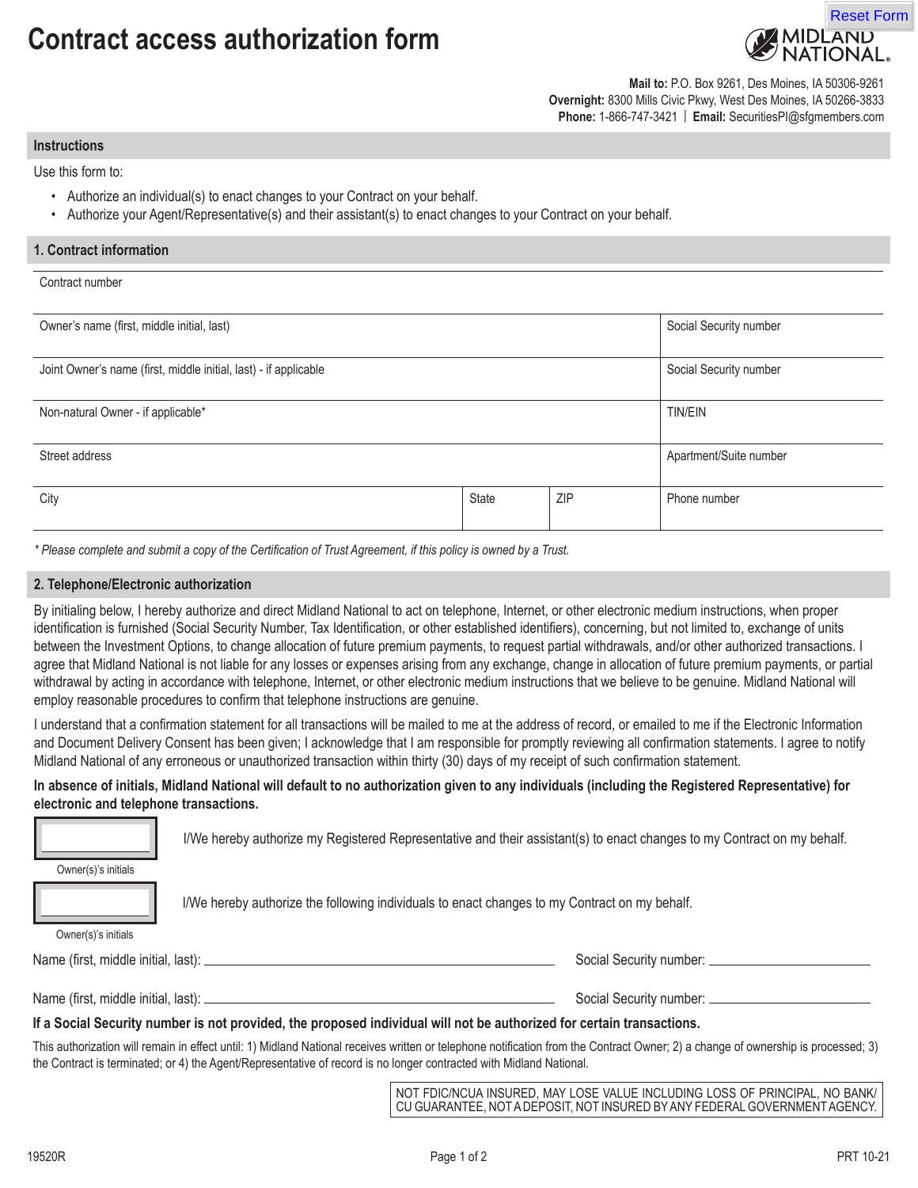# Contract access authorization form

**Mail to:** P.O. Box 9261, Des Moines, IA 50306-9261
**Overnight:** 8300 Mills Civic Pkwy, West Des Moines, IA 50266-3833
**Phone:** 1-866-747-3421 | **Email:** SecuritiesPI@sfgmembers.com

## Instructions

Use this form to:

- Authorize an individual(s) to enact changes to your Contract on your behalf.
- Authorize your Agent/Representative(s) and their assistant(s) to enact changes to your Contract on your behalf.

## 1. Contract information

| Contract number | | | |
|---|---|---|---|
| Owner's name (first, middle initial, last) | | | Social Security number |
| Joint Owner's name (first, middle initial, last) - if applicable | | | Social Security number |
| Non-natural Owner - if applicable* | | | TIN/EIN |
| Street address | | | Apartment/Suite number |
| City | State | ZIP | Phone number |

*\* Please complete and submit a copy of the Certification of Trust Agreement, if this policy is owned by a Trust.*

## 2. Telephone/Electronic authorization

By initialing below, I hereby authorize and direct Midland National to act on telephone, Internet, or other electronic medium instructions, when proper identification is furnished (Social Security Number, Tax Identification, or other established identifiers), concerning, but not limited to, exchange of units between the Investment Options, to change allocation of future premium payments, to request partial withdrawals, and/or other authorized transactions. I agree that Midland National is not liable for any losses or expenses arising from any exchange, change in allocation of future premium payments, or partial withdrawal by acting in accordance with telephone, Internet, or other electronic medium instructions that we believe to be genuine. Midland National will employ reasonable procedures to confirm that telephone instructions are genuine.

I understand that a confirmation statement for all transactions will be mailed to me at the address of record, or emailed to me if the Electronic Information and Document Delivery Consent has been given; I acknowledge that I am responsible for promptly reviewing all confirmation statements. I agree to notify Midland National of any erroneous or unauthorized transaction within thirty (30) days of my receipt of such confirmation statement.

**In absence of initials, Midland National will default to no authorization given to any individuals (including the Registered Representative) for electronic and telephone transactions.**

_______ Owner(s)'s initials — I/We hereby authorize my Registered Representative and their assistant(s) to enact changes to my Contract on my behalf.

_______ Owner(s)'s initials — I/We hereby authorize the following individuals to enact changes to my Contract on my behalf.

Name (first, middle initial, last): ____________________ Social Security number: ____________________

Name (first, middle initial, last): ____________________ Social Security number: ____________________

**If a Social Security number is not provided, the proposed individual will not be authorized for certain transactions.**

This authorization will remain in effect until: 1) Midland National receives written or telephone notification from the Contract Owner; 2) a change of ownership is processed; 3) the Contract is terminated; or 4) the Agent/Representative of record is no longer contracted with Midland National.

NOT FDIC/NCUA INSURED, MAY LOSE VALUE INCLUDING LOSS OF PRINCIPAL, NO BANK/CU GUARANTEE, NOT A DEPOSIT, NOT INSURED BY ANY FEDERAL GOVERNMENT AGENCY.

19520R PRT 10-21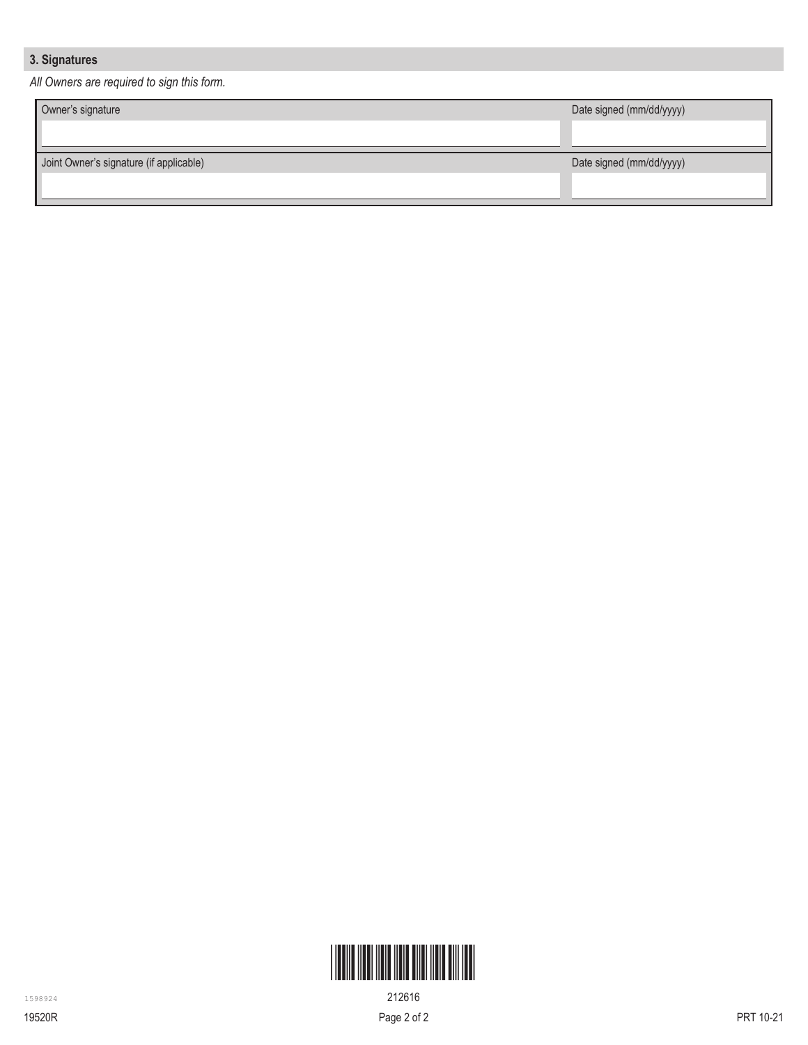## 3. Signatures

*All Owners are required to sign this form.*

| Owner's signature | Date signed (mm/dd/yyyy) |
| --- | --- |
| | |
| **Joint Owner's signature (if applicable)** | **Date signed (mm/dd/yyyy)** |
| | |

1598924

212616

19520R

PRT 10-21